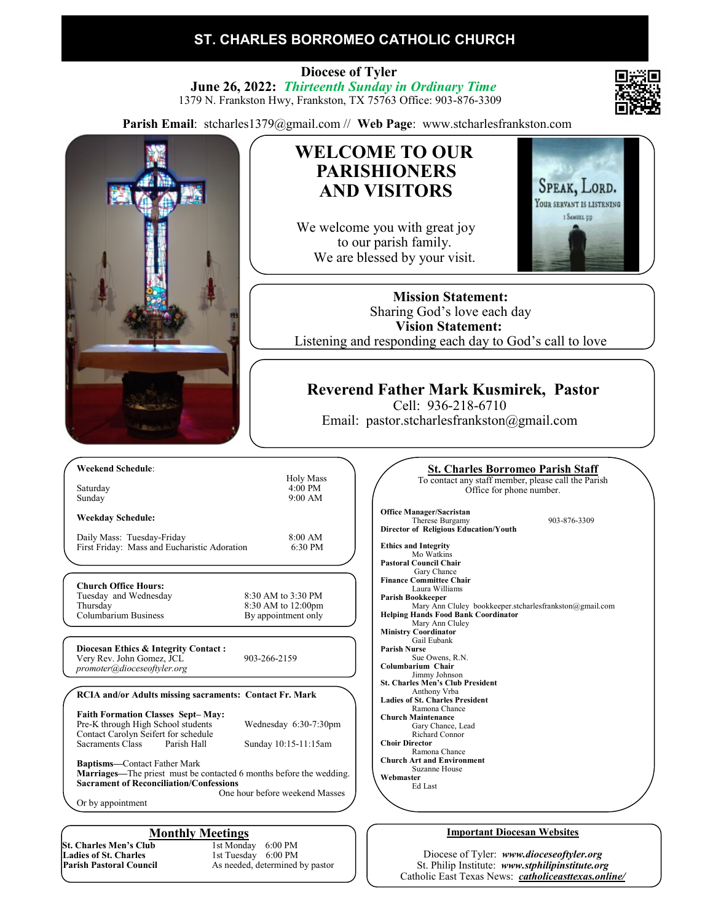# ST. CHARLES BORROMEO CATHOLIC CHURCH

**Diocese of Tyler**

**June 26, 2022:** ***Thirteenth Sunday in Ordinary Time***

1379 N. Frankston Hwy, Frankston, TX 75763 Office: 903-876-3309

**Parish Email**: stcharles1379@gmail.com // **Web Page**: www.stcharlesfrankston.com

## WELCOME TO OUR PARISHIONERS AND VISITORS

We welcome you with great joy to our parish family. We are blessed by your visit.

Speak, Lord. Your servant is listening. 1 Samuel 3:9

**Mission Statement:**
Sharing God's love each day

**Vision Statement:**
Listening and responding each day to God's call to love

## Reverend Father Mark Kusmirek, Pastor

Cell: 936-218-6710

Email: pastor.stcharlesfrankston@gmail.com

**Weekend Schedule**:

| | Holy Mass |
|---|---|
| Saturday | 4:00 PM |
| Sunday | 9:00 AM |

**Weekday Schedule:**

| | |
|---|---|
| Daily Mass: Tuesday-Friday | 8:00 AM |
| First Friday: Mass and Eucharistic Adoration | 6:30 PM |

**Church Office Hours:**

| | |
|---|---|
| Tuesday and Wednesday | 8:30 AM to 3:30 PM |
| Thursday | 8:30 AM to 12:00pm |
| Columbarium Business | By appointment only |

**Diocesan Ethics & Integrity Contact :**
Very Rev. John Gomez, JCL 903-266-2159
*promoter@dioceseoftyler.org*

**RCIA and/or Adults missing sacraments: Contact Fr. Mark**

**Faith Formation Classes Sept– May:**
Pre-K through High School students — Wednesday 6:30-7:30pm
Contact Carolyn Seifert for schedule
Sacraments Class — Parish Hall — Sunday 10:15-11:15am

**Baptisms**—Contact Father Mark
**Marriages**—The priest must be contacted 6 months before the wedding.
**Sacrament of Reconciliation/Confessions**
One hour before weekend Masses
Or by appointment

## Monthly Meetings

| | |
|---|---|
| **St. Charles Men's Club** | 1st Monday 6:00 PM |
| **Ladies of St. Charles** | 1st Tuesday 6:00 PM |
| **Parish Pastoral Council** | As needed, determined by pastor |

## St. Charles Borromeo Parish Staff

To contact any staff member, please call the Parish Office for phone number.

**Office Manager/Sacristan**
Therese Burgamy 903-876-3309

**Director of Religious Education/Youth**

**Ethics and Integrity**
Mo Watkins

**Pastoral Council Chair**
Gary Chance

**Finance Committee Chair**
Laura Williams

**Parish Bookkeeper**
Mary Ann Cluley bookkeeper.stcharlesfrankston@gmail.com

**Helping Hands Food Bank Coordinator**
Mary Ann Cluley

**Ministry Coordinator**
Gail Eubank

**Parish Nurse**
Sue Owens, R.N.

**Columbarium Chair**
Jimmy Johnson

**St. Charles Men's Club President**
Anthony Vrba

**Ladies of St. Charles President**
Ramona Chance

**Church Maintenance**
Gary Chance, Lead
Richard Connor

**Choir Director**
Ramona Chance

**Church Art and Environment**
Suzanne House

**Webmaster**
Ed Last

## Important Diocesan Websites

Diocese of Tyler: ***www.dioceseoftyler.org***
St. Philip Institute: ***www.stphilipinstitute.org***
Catholic East Texas News: ***catholiceasttexas.online/***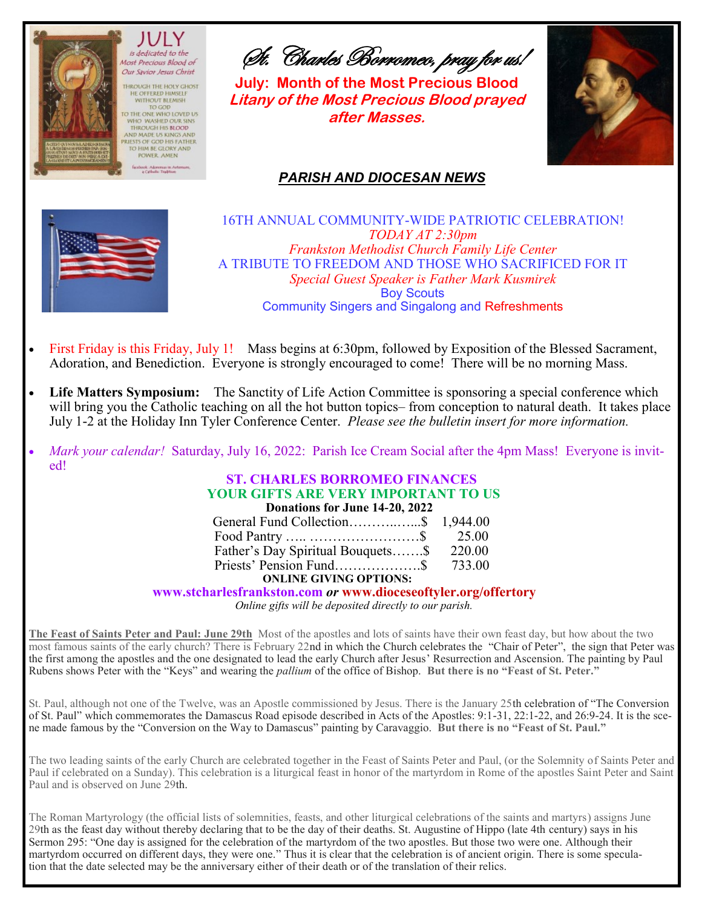*St. Charles Borromeo, pray for us!*

**July: Month of the Most Precious Blood**

***Litany of the Most Precious Blood prayed after Masses.***

## *PARISH AND DIOCESAN NEWS*

16TH ANNUAL COMMUNITY-WIDE PATRIOTIC CELEBRATION!
*TODAY AT 2:30pm*
*Frankston Methodist Church Family Life Center*
A TRIBUTE TO FREEDOM AND THOSE WHO SACRIFICED FOR IT
*Special Guest Speaker is Father Mark Kusmirek*
Boy Scouts
Community Singers and Singalong and Refreshments

- First Friday is this Friday, July 1! Mass begins at 6:30pm, followed by Exposition of the Blessed Sacrament, Adoration, and Benediction. Everyone is strongly encouraged to come! There will be no morning Mass.
- **Life Matters Symposium:** The Sanctity of Life Action Committee is sponsoring a special conference which will bring you the Catholic teaching on all the hot button topics– from conception to natural death. It takes place July 1-2 at the Holiday Inn Tyler Conference Center. *Please see the bulletin insert for more information.*
- *Mark your calendar!* Saturday, July 16, 2022: Parish Ice Cream Social after the 4pm Mass! Everyone is invited!

**ST. CHARLES BORROMEO FINANCES**
**YOUR GIFTS ARE VERY IMPORTANT TO US**

**Donations for June 14-20, 2022**

| | |
|---|---|
| General Fund Collection……….…...$ | 1,944.00 |
| Food Pantry ….. ……………………$ | 25.00 |
| Father's Day Spiritual Bouquets…….$ | 220.00 |
| Priests' Pension Fund……………….$ | 733.00 |

**ONLINE GIVING OPTIONS:**

**www.stcharlesfrankston.com** ***or*** **www.dioceseoftyler.org/offertory**

*Online gifts will be deposited directly to our parish.*

**The Feast of Saints Peter and Paul: June 29th** Most of the apostles and lots of saints have their own feast day, but how about the two most famous saints of the early church? There is February 22nd in which the Church celebrates the "Chair of Peter", the sign that Peter was the first among the apostles and the one designated to lead the early Church after Jesus' Resurrection and Ascension. The painting by Paul Rubens shows Peter with the "Keys" and wearing the *pallium* of the office of Bishop. **But there is no "Feast of St. Peter."**

St. Paul, although not one of the Twelve, was an Apostle commissioned by Jesus. There is the January 25th celebration of "The Conversion of St. Paul" which commemorates the Damascus Road episode described in Acts of the Apostles: 9:1-31, 22:1-22, and 26:9-24. It is the scene made famous by the "Conversion on the Way to Damascus" painting by Caravaggio. **But there is no "Feast of St. Paul."**

The two leading saints of the early Church are celebrated together in the Feast of Saints Peter and Paul, (or the Solemnity of Saints Peter and Paul if celebrated on a Sunday). This celebration is a liturgical feast in honor of the martyrdom in Rome of the apostles Saint Peter and Saint Paul and is observed on June 29th.

The Roman Martyrology (the official lists of solemnities, feasts, and other liturgical celebrations of the saints and martyrs) assigns June 29th as the feast day without thereby declaring that to be the day of their deaths. St. Augustine of Hippo (late 4th century) says in his Sermon 295: "One day is assigned for the celebration of the martyrdom of the two apostles. But those two were one. Although their martyrdom occurred on different days, they were one." Thus it is clear that the celebration is of ancient origin. There is some speculation that the date selected may be the anniversary either of their death or of the translation of their relics.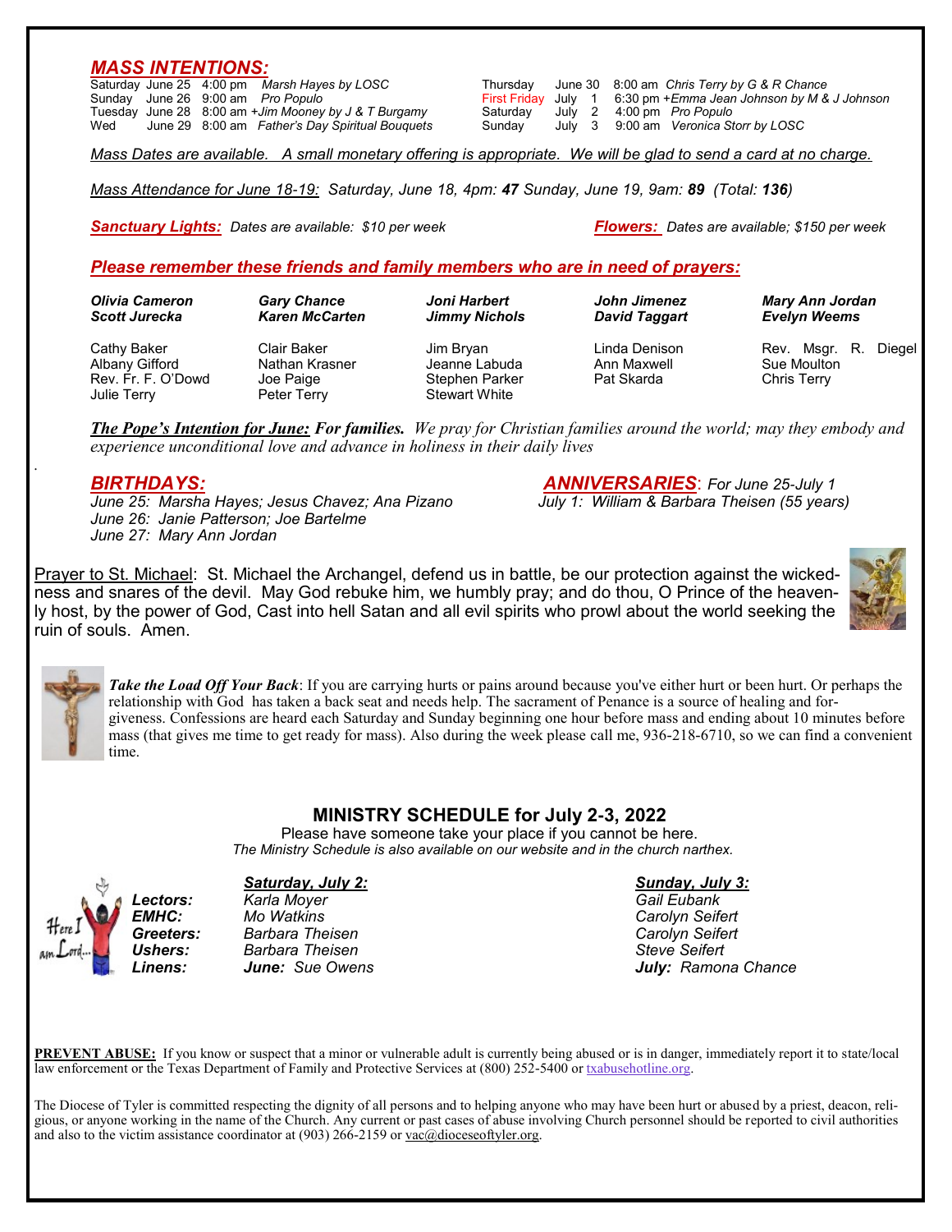## *MASS INTENTIONS:*

| | | | |
|---|---|---|---|
| Saturday | June 25 | 4:00 pm | *Marsh Hayes by LOSC* |
| Sunday | June 26 | 9:00 am | *Pro Populo* |
| Tuesday | June 28 | 8:00 am | *+Jim Mooney by J & T Burgamy* |
| Wed | June 29 | 8:00 am | *Father's Day Spiritual Bouquets* |
| Thursday | June 30 | 8:00 am | *Chris Terry by G & R Chance* |
| First Friday | July 1 | 6:30 pm | *+Emma Jean Johnson by M & J Johnson* |
| Saturday | July 2 | 4:00 pm | *Pro Populo* |
| Sunday | July 3 | 9:00 am | *Veronica Storr by LOSC* |

*Mass Dates are available. A small monetary offering is appropriate. We will be glad to send a card at no charge.*

*Mass Attendance for June 18-19: Saturday, June 18, 4pm: **47** Sunday, June 19, 9am: **89** (Total: **136**)*

***Sanctuary Lights:*** *Dates are available: $10 per week*

***Flowers:*** *Dates are available; $150 per week*

### *Please remember these friends and family members who are in need of prayers:*

***Olivia Cameron, Scott Jurecka, Gary Chance, Karen McCarten, Joni Harbert, Jimmy Nichols, John Jimenez, David Taggart, Mary Ann Jordan, Evelyn Weems***

Cathy Baker, Albany Gifford, Rev. Fr. F. O'Dowd, Julie Terry, Clair Baker, Nathan Krasner, Joe Paige, Peter Terry, Jim Bryan, Jeanne Labuda, Stephen Parker, Stewart White, Linda Denison, Ann Maxwell, Pat Skarda, Rev. Msgr. R. Diegel, Sue Moulton, Chris Terry

***The Pope's Intention for June:* For families.** *We pray for Christian families around the world; may they embody and experience unconditional love and advance in holiness in their daily lives*

## *BIRTHDAYS:*

*June 25: Marsha Hayes; Jesus Chavez; Ana Pizano*
*June 26: Janie Patterson; Joe Bartelme*
*June 27: Mary Ann Jordan*

## *ANNIVERSARIES: For June 25-July 1*

*July 1: William & Barbara Theisen (55 years)*

Prayer to St. Michael: St. Michael the Archangel, defend us in battle, be our protection against the wickedness and snares of the devil. May God rebuke him, we humbly pray; and do thou, O Prince of the heavenly host, by the power of God, Cast into hell Satan and all evil spirits who prowl about the world seeking the ruin of souls. Amen.

***Take the Load Off Your Back***: If you are carrying hurts or pains around because you've either hurt or been hurt. Or perhaps the relationship with God has taken a back seat and needs help. The sacrament of Penance is a source of healing and forgiveness. Confessions are heard each Saturday and Sunday beginning one hour before mass and ending about 10 minutes before mass (that gives me time to get ready for mass). Also during the week please call me, 936-218-6710, so we can find a convenient time.

## MINISTRY SCHEDULE for July 2-3, 2022

Please have someone take your place if you cannot be here.
*The Ministry Schedule is also available on our website and in the church narthex.*

| | *Saturday, July 2:* | *Sunday, July 3:* |
|---|---|---|
| ***Lectors:*** | *Karla Moyer* | *Gail Eubank* |
| ***EMHC:*** | *Mo Watkins* | *Carolyn Seifert* |
| ***Greeters:*** | *Barbara Theisen* | *Carolyn Seifert* |
| ***Ushers:*** | *Barbara Theisen* | *Steve Seifert* |
| ***Linens:*** | ***June:*** *Sue Owens* | ***July:*** *Ramona Chance* |

**PREVENT ABUSE:** If you know or suspect that a minor or vulnerable adult is currently being abused or is in danger, immediately report it to state/local law enforcement or the Texas Department of Family and Protective Services at (800) 252-5400 or txabusehotline.org.

The Diocese of Tyler is committed respecting the dignity of all persons and to helping anyone who may have been hurt or abused by a priest, deacon, religious, or anyone working in the name of the Church. Any current or past cases of abuse involving Church personnel should be reported to civil authorities and also to the victim assistance coordinator at (903) 266-2159 or vac@dioceseoftyler.org.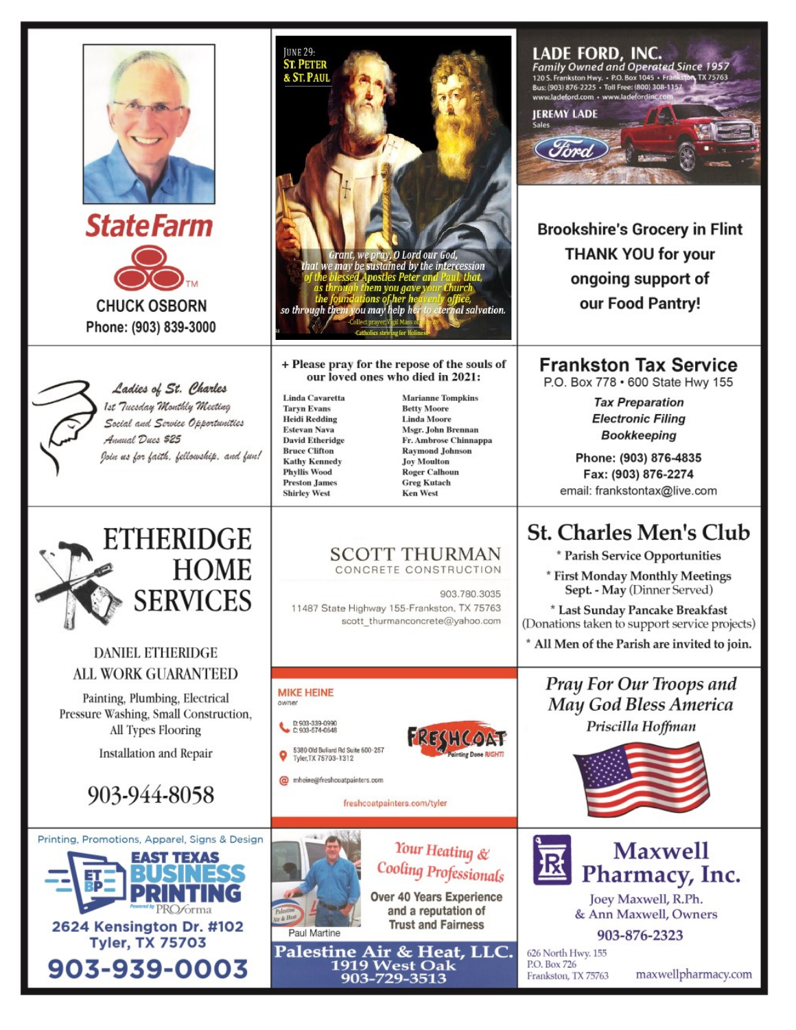**State Farm**

CHUCK OSBORN
Phone: (903) 839-3000

JUNE 29:
ST. PETER & ST. PAUL

*Grant, we pray, O Lord our God, that we may be sustained by the intercession of the blessed Apostles Peter and Paul, that, as through them you gave your Church the foundations of her heavenly office, so through them you may help her to eternal salvation.*

-Collect prayer, Vigil Mass of June 29
-Catholics striving for Holiness

**LADE FORD, INC.**
*Family Owned and Operated Since 1957*
120 S. Frankston Hwy. • P.O. Box 1045 • Frankston, TX 75763
Bus: (903) 876-2225 • Toll Free: (800) 308-1157
www.ladeford.com • www.ladefordinc.com

JEREMY LADE
Sales

Brookshire's Grocery in Flint THANK YOU for your ongoing support of our Food Pantry!

*Ladies of St. Charles*
*1st Tuesday Monthly Meeting*
*Social and Service Opportunities*
*Annual Dues $25*
*Join us for faith, fellowship, and fun!*

**+ Please pray for the repose of the souls of our loved ones who died in 2021:**

| | |
|---|---|
| Linda Cavaretta | Marianne Tompkins |
| Taryn Evans | Betty Moore |
| Heidi Redding | Linda Moore |
| Estevan Nava | Msgr. John Brennan |
| David Etheridge | Fr. Ambrose Chinnappa |
| Bruce Clifton | Raymond Johnson |
| Kathy Kennedy | Joy Moulton |
| Phyllis Wood | Roger Calhoun |
| Preston James | Greg Kutach |
| Shirley West | Ken West |

**Frankston Tax Service**
P.O. Box 778 • 600 State Hwy 155

*Tax Preparation*
*Electronic Filing*
*Bookkeeping*

Phone: (903) 876-4835
Fax: (903) 876-2274
email: frankstontax@live.com

**ETHERIDGE HOME SERVICES**

DANIEL ETHERIDGE
ALL WORK GUARANTEED

Painting, Plumbing, Electrical
Pressure Washing, Small Construction,
All Types Flooring

Installation and Repair

903-944-8058

**SCOTT THURMAN**
CONCRETE CONSTRUCTION

903.780.3035
11487 State Highway 155-Frankston, TX 75763
scott_thurmanconcrete@yahoo.com

**St. Charles Men's Club**

- Parish Service Opportunities
- First Monday Monthly Meetings Sept. - May (Dinner Served)
- Last Sunday Pancake Breakfast (Donations taken to support service projects)
- All Men of the Parish are invited to join.

MIKE HEINE
owner

O: 903-339-0990
C: 903-574-0648

5380 Old Bullard Rd Suite 600-257
Tyler, TX 75703-1312

mheine@freshcoatpainters.com

FRESHCOAT Painting Done RIGHT!

freshcoatpainters.com/tyler

*Pray For Our Troops and May God Bless America*
*Priscilla Hoffman*

Printing, Promotions, Apparel, Signs & Design

**EAST TEXAS BUSINESS PRINTING**
Powered by PROforma

2624 Kensington Dr. #102
Tyler, TX 75703

**903-939-0003**

*Your Heating & Cooling Professionals*

Over 40 Years Experience and a reputation of Trust and Fairness

Paul Martine

**Palestine Air & Heat, LLC.**
1919 West Oak
903-729-3513

**Maxwell Pharmacy, Inc.**
Joey Maxwell, R.Ph.
& Ann Maxwell, Owners

903-876-2323

626 North Hwy. 155
P.O. Box 726
Frankston, TX 75763

maxwellpharmacy.com